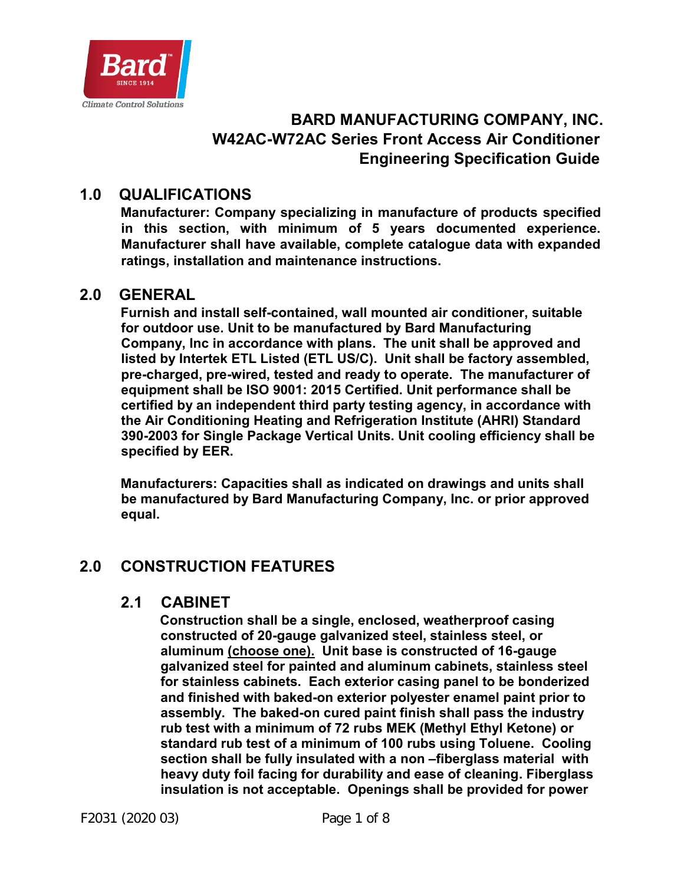# BARD MANUFACTURING COMPANY, INC.
# W42AC-W72AC Series Front Access Air Conditioner
# Engineering Specification Guide

## 1.0 QUALIFICATIONS

**Manufacturer: Company specializing in manufacture of products specified in this section, with minimum of 5 years documented experience. Manufacturer shall have available, complete catalogue data with expanded ratings, installation and maintenance instructions.**

## 2.0 GENERAL

**Furnish and install self-contained, wall mounted air conditioner, suitable for outdoor use. Unit to be manufactured by Bard Manufacturing Company, Inc in accordance with plans. The unit shall be approved and listed by Intertek ETL Listed (ETL US/C). Unit shall be factory assembled, pre-charged, pre-wired, tested and ready to operate. The manufacturer of equipment shall be ISO 9001: 2015 Certified. Unit performance shall be certified by an independent third party testing agency, in accordance with the Air Conditioning Heating and Refrigeration Institute (AHRI) Standard 390-2003 for Single Package Vertical Units. Unit cooling efficiency shall be specified by EER.**

**Manufacturers: Capacities shall as indicated on drawings and units shall be manufactured by Bard Manufacturing Company, Inc. or prior approved equal.**

## 2.0 CONSTRUCTION FEATURES

### 2.1 CABINET

**Construction shall be a single, enclosed, weatherproof casing constructed of 20-gauge galvanized steel, stainless steel, or aluminum <u>(choose one).</u> Unit base is constructed of 16-gauge galvanized steel for painted and aluminum cabinets, stainless steel for stainless cabinets. Each exterior casing panel to be bonderized and finished with baked-on exterior polyester enamel paint prior to assembly. The baked-on cured paint finish shall pass the industry rub test with a minimum of 72 rubs MEK (Methyl Ethyl Ketone) or standard rub test of a minimum of 100 rubs using Toluene. Cooling section shall be fully insulated with a non –fiberglass material with heavy duty foil facing for durability and ease of cleaning. Fiberglass insulation is not acceptable. Openings shall be provided for power**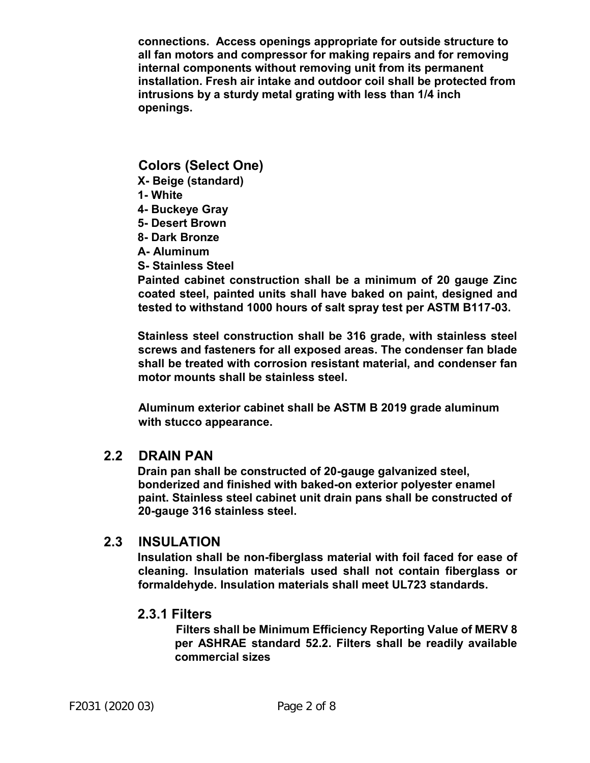**connections. Access openings appropriate for outside structure to all fan motors and compressor for making repairs and for removing internal components without removing unit from its permanent installation. Fresh air intake and outdoor coil shall be protected from intrusions by a sturdy metal grating with less than 1/4 inch openings.**

## Colors (Select One)

**X- Beige (standard)**
**1- White**
**4- Buckeye Gray**
**5- Desert Brown**
**8- Dark Bronze**
**A- Aluminum**
**S- Stainless Steel**

**Painted cabinet construction shall be a minimum of 20 gauge Zinc coated steel, painted units shall have baked on paint, designed and tested to withstand 1000 hours of salt spray test per ASTM B117-03.**

**Stainless steel construction shall be 316 grade, with stainless steel screws and fasteners for all exposed areas. The condenser fan blade shall be treated with corrosion resistant material, and condenser fan motor mounts shall be stainless steel.**

**Aluminum exterior cabinet shall be ASTM B 2019 grade aluminum with stucco appearance.**

## 2.2 DRAIN PAN

**Drain pan shall be constructed of 20-gauge galvanized steel, bonderized and finished with baked-on exterior polyester enamel paint. Stainless steel cabinet unit drain pans shall be constructed of 20-gauge 316 stainless steel.**

## 2.3 INSULATION

**Insulation shall be non-fiberglass material with foil faced for ease of cleaning. Insulation materials used shall not contain fiberglass or formaldehyde. Insulation materials shall meet UL723 standards.**

### 2.3.1 Filters

**Filters shall be Minimum Efficiency Reporting Value of MERV 8 per ASHRAE standard 52.2. Filters shall be readily available commercial sizes**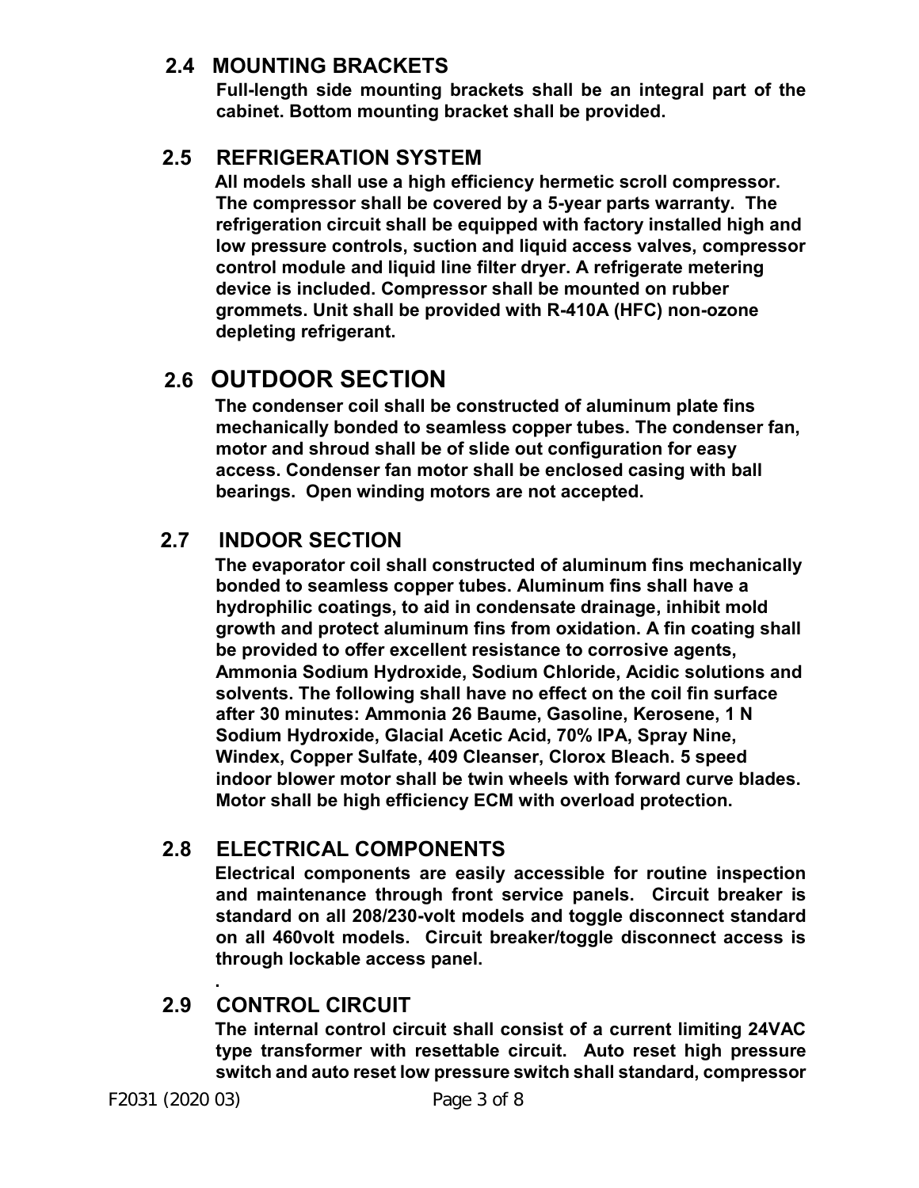## 2.4 MOUNTING BRACKETS

**Full-length side mounting brackets shall be an integral part of the cabinet. Bottom mounting bracket shall be provided.**

## 2.5 REFRIGERATION SYSTEM

**All models shall use a high efficiency hermetic scroll compressor. The compressor shall be covered by a 5-year parts warranty. The refrigeration circuit shall be equipped with factory installed high and low pressure controls, suction and liquid access valves, compressor control module and liquid line filter dryer. A refrigerate metering device is included. Compressor shall be mounted on rubber grommets. Unit shall be provided with R-410A (HFC) non-ozone depleting refrigerant.**

## 2.6 OUTDOOR SECTION

**The condenser coil shall be constructed of aluminum plate fins mechanically bonded to seamless copper tubes. The condenser fan, motor and shroud shall be of slide out configuration for easy access. Condenser fan motor shall be enclosed casing with ball bearings. Open winding motors are not accepted.**

## 2.7 INDOOR SECTION

**The evaporator coil shall constructed of aluminum fins mechanically bonded to seamless copper tubes. Aluminum fins shall have a hydrophilic coatings, to aid in condensate drainage, inhibit mold growth and protect aluminum fins from oxidation. A fin coating shall be provided to offer excellent resistance to corrosive agents, Ammonia Sodium Hydroxide, Sodium Chloride, Acidic solutions and solvents. The following shall have no effect on the coil fin surface after 30 minutes: Ammonia 26 Baume, Gasoline, Kerosene, 1 N Sodium Hydroxide, Glacial Acetic Acid, 70% IPA, Spray Nine, Windex, Copper Sulfate, 409 Cleanser, Clorox Bleach. 5 speed indoor blower motor shall be twin wheels with forward curve blades. Motor shall be high efficiency ECM with overload protection.**

## 2.8 ELECTRICAL COMPONENTS

**Electrical components are easily accessible for routine inspection and maintenance through front service panels. Circuit breaker is standard on all 208/230-volt models and toggle disconnect standard on all 460volt models. Circuit breaker/toggle disconnect access is through lockable access panel.**

**.**

## 2.9 CONTROL CIRCUIT

**The internal control circuit shall consist of a current limiting 24VAC type transformer with resettable circuit. Auto reset high pressure switch and auto reset low pressure switch shall standard, compressor**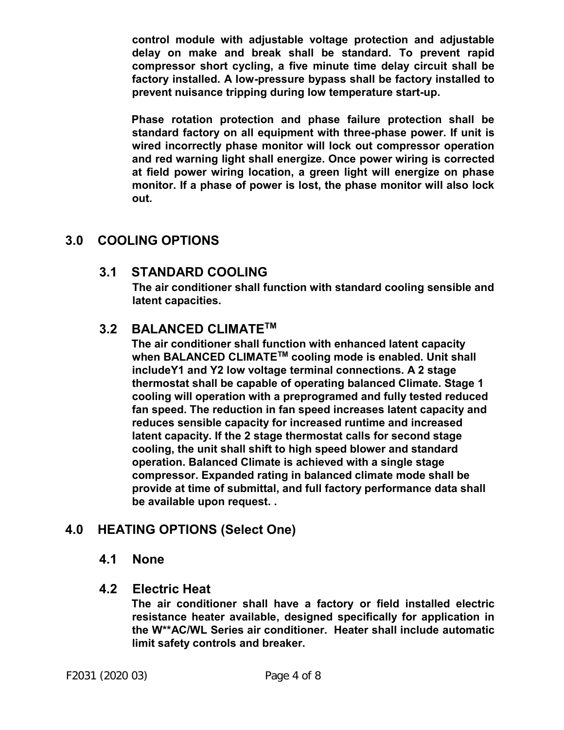**control module with adjustable voltage protection and adjustable delay on make and break shall be standard. To prevent rapid compressor short cycling, a five minute time delay circuit shall be factory installed. A low-pressure bypass shall be factory installed to prevent nuisance tripping during low temperature start-up.**

**Phase rotation protection and phase failure protection shall be standard factory on all equipment with three-phase power. If unit is wired incorrectly phase monitor will lock out compressor operation and red warning light shall energize. Once power wiring is corrected at field power wiring location, a green light will energize on phase monitor. If a phase of power is lost, the phase monitor will also lock out.**

## 3.0 COOLING OPTIONS

### 3.1 STANDARD COOLING

**The air conditioner shall function with standard cooling sensible and latent capacities.**

### 3.2 BALANCED CLIMATE™

**The air conditioner shall function with enhanced latent capacity when BALANCED CLIMATE™ cooling mode is enabled. Unit shall includeY1 and Y2 low voltage terminal connections. A 2 stage thermostat shall be capable of operating balanced Climate. Stage 1 cooling will operation with a preprogramed and fully tested reduced fan speed. The reduction in fan speed increases latent capacity and reduces sensible capacity for increased runtime and increased latent capacity. If the 2 stage thermostat calls for second stage cooling, the unit shall shift to high speed blower and standard operation. Balanced Climate is achieved with a single stage compressor. Expanded rating in balanced climate mode shall be provide at time of submittal, and full factory performance data shall be available upon request. .**

## 4.0 HEATING OPTIONS (Select One)

### 4.1 None

### 4.2 Electric Heat

**The air conditioner shall have a factory or field installed electric resistance heater available, designed specifically for application in the W**AC/WL Series air conditioner. Heater shall include automatic limit safety controls and breaker.**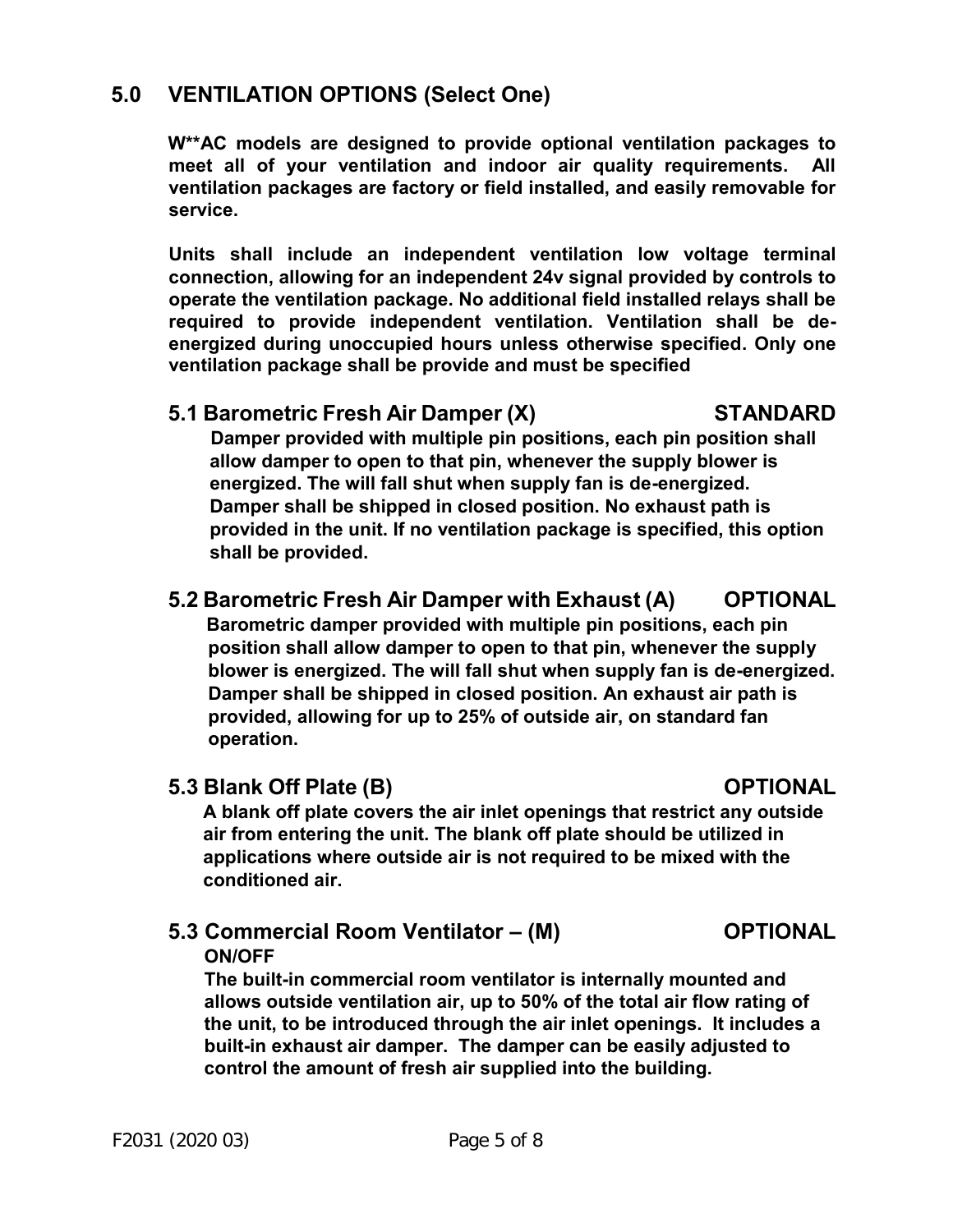## 5.0 VENTILATION OPTIONS (Select One)

**W**AC models are designed to provide optional ventilation packages to meet all of your ventilation and indoor air quality requirements. All ventilation packages are factory or field installed, and easily removable for service.**

**Units shall include an independent ventilation low voltage terminal connection, allowing for an independent 24v signal provided by controls to operate the ventilation package. No additional field installed relays shall be required to provide independent ventilation. Ventilation shall be de-energized during unoccupied hours unless otherwise specified. Only one ventilation package shall be provide and must be specified**

### 5.1 Barometric Fresh Air Damper (X) — STANDARD

**Damper provided with multiple pin positions, each pin position shall allow damper to open to that pin, whenever the supply blower is energized. The will fall shut when supply fan is de-energized. Damper shall be shipped in closed position. No exhaust path is provided in the unit. If no ventilation package is specified, this option shall be provided.**

### 5.2 Barometric Fresh Air Damper with Exhaust (A) — OPTIONAL

**Barometric damper provided with multiple pin positions, each pin position shall allow damper to open to that pin, whenever the supply blower is energized. The will fall shut when supply fan is de-energized. Damper shall be shipped in closed position. An exhaust air path is provided, allowing for up to 25% of outside air, on standard fan operation.**

### 5.3 Blank Off Plate (B) — OPTIONAL

**A blank off plate covers the air inlet openings that restrict any outside air from entering the unit. The blank off plate should be utilized in applications where outside air is not required to be mixed with the conditioned air.**

### 5.3 Commercial Room Ventilator – (M) — OPTIONAL

**ON/OFF**

**The built-in commercial room ventilator is internally mounted and allows outside ventilation air, up to 50% of the total air flow rating of the unit, to be introduced through the air inlet openings. It includes a built-in exhaust air damper. The damper can be easily adjusted to control the amount of fresh air supplied into the building.**

F2031 (2020 03)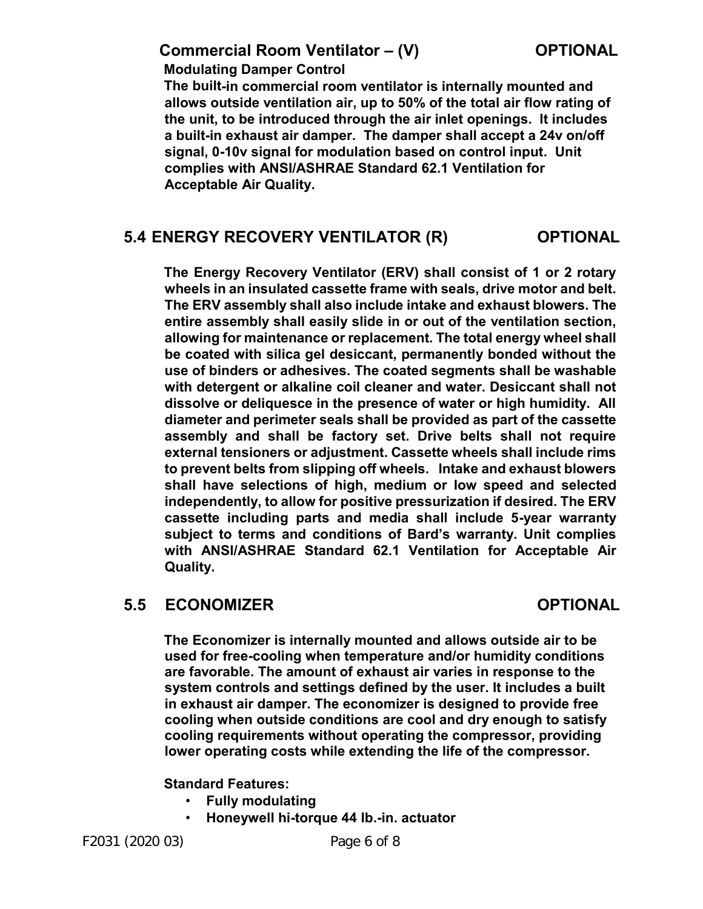## Commercial Room Ventilator – (V) OPTIONAL

**Modulating Damper Control**

**The built-in commercial room ventilator is internally mounted and allows outside ventilation air, up to 50% of the total air flow rating of the unit, to be introduced through the air inlet openings. It includes a built-in exhaust air damper. The damper shall accept a 24v on/off signal, 0-10v signal for modulation based on control input. Unit complies with ANSI/ASHRAE Standard 62.1 Ventilation for Acceptable Air Quality.**

## 5.4 ENERGY RECOVERY VENTILATOR (R) OPTIONAL

**The Energy Recovery Ventilator (ERV) shall consist of 1 or 2 rotary wheels in an insulated cassette frame with seals, drive motor and belt. The ERV assembly shall also include intake and exhaust blowers. The entire assembly shall easily slide in or out of the ventilation section, allowing for maintenance or replacement. The total energy wheel shall be coated with silica gel desiccant, permanently bonded without the use of binders or adhesives. The coated segments shall be washable with detergent or alkaline coil cleaner and water. Desiccant shall not dissolve or deliquesce in the presence of water or high humidity. All diameter and perimeter seals shall be provided as part of the cassette assembly and shall be factory set. Drive belts shall not require external tensioners or adjustment. Cassette wheels shall include rims to prevent belts from slipping off wheels. Intake and exhaust blowers shall have selections of high, medium or low speed and selected independently, to allow for positive pressurization if desired. The ERV cassette including parts and media shall include 5-year warranty subject to terms and conditions of Bard's warranty. Unit complies with ANSI/ASHRAE Standard 62.1 Ventilation for Acceptable Air Quality.**

## 5.5 ECONOMIZER OPTIONAL

**The Economizer is internally mounted and allows outside air to be used for free-cooling when temperature and/or humidity conditions are favorable. The amount of exhaust air varies in response to the system controls and settings defined by the user. It includes a built in exhaust air damper. The economizer is designed to provide free cooling when outside conditions are cool and dry enough to satisfy cooling requirements without operating the compressor, providing lower operating costs while extending the life of the compressor.**

**Standard Features:**

- **Fully modulating**
- **Honeywell hi-torque 44 lb.-in. actuator**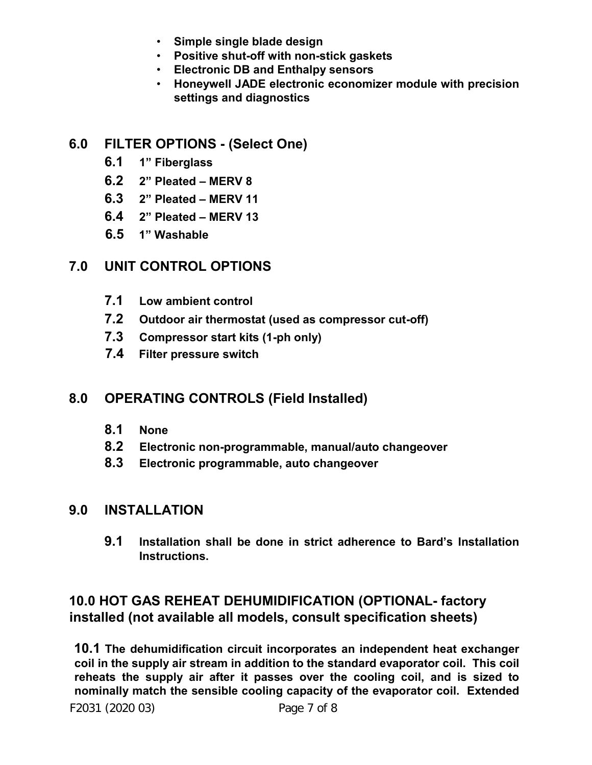- **Simple single blade design**
- **Positive shut-off with non-stick gaskets**
- **Electronic DB and Enthalpy sensors**
- **Honeywell JADE electronic economizer module with precision settings and diagnostics**

## 6.0 FILTER OPTIONS - (Select One)

**6.1** **1" Fiberglass**

**6.2** **2" Pleated – MERV 8**

**6.3** **2" Pleated – MERV 11**

**6.4** **2" Pleated – MERV 13**

**6.5** **1" Washable**

## 7.0 UNIT CONTROL OPTIONS

**7.1** **Low ambient control**

**7.2** **Outdoor air thermostat (used as compressor cut-off)**

**7.3** **Compressor start kits (1-ph only)**

**7.4** **Filter pressure switch**

## 8.0 OPERATING CONTROLS (Field Installed)

**8.1** **None**

**8.2** **Electronic non-programmable, manual/auto changeover**

**8.3** **Electronic programmable, auto changeover**

## 9.0 INSTALLATION

**9.1** **Installation shall be done in strict adherence to Bard's Installation Instructions.**

## 10.0 HOT GAS REHEAT DEHUMIDIFICATION (OPTIONAL- factory installed (not available all models, consult specification sheets)

**10.1** **The dehumidification circuit incorporates an independent heat exchanger coil in the supply air stream in addition to the standard evaporator coil. This coil reheats the supply air after it passes over the cooling coil, and is sized to nominally match the sensible cooling capacity of the evaporator coil. Extended**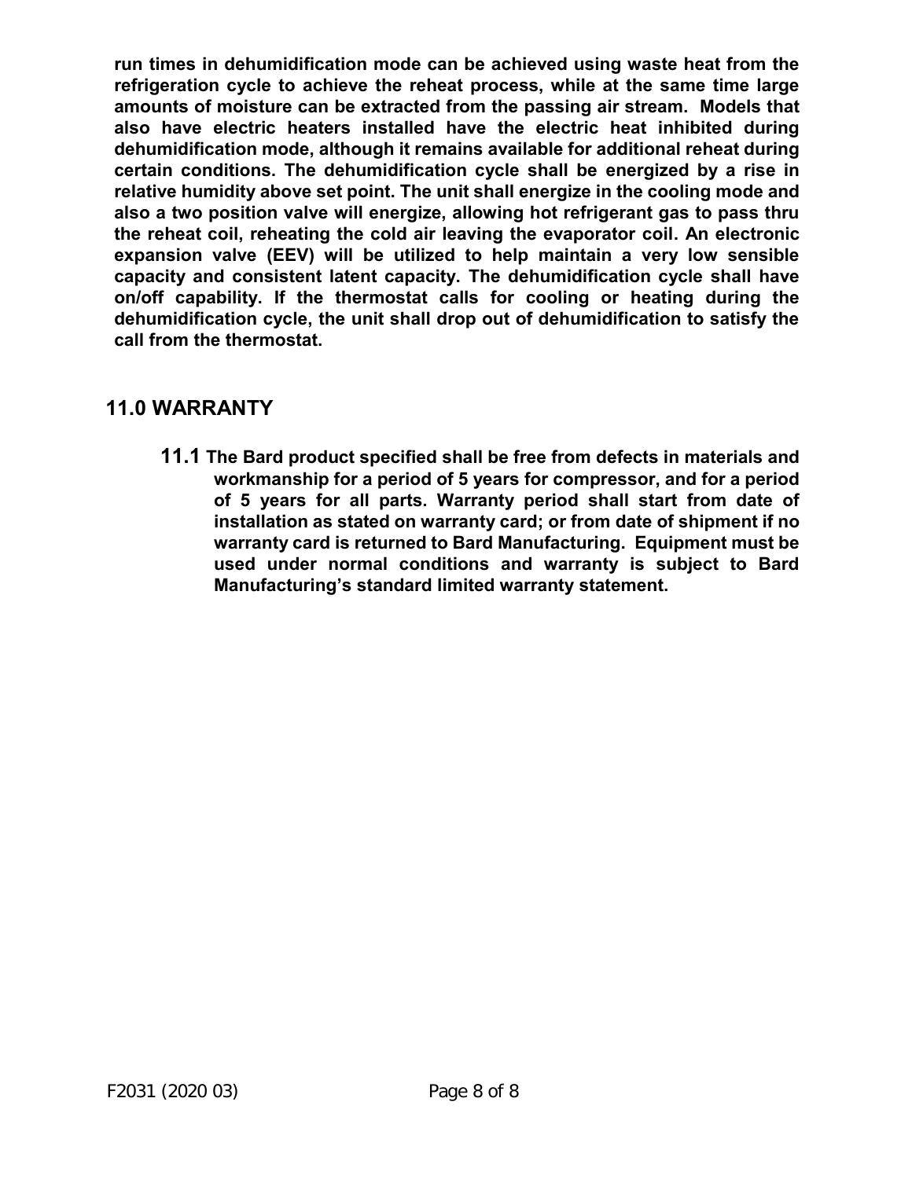**run times in dehumidification mode can be achieved using waste heat from the refrigeration cycle to achieve the reheat process, while at the same time large amounts of moisture can be extracted from the passing air stream. Models that also have electric heaters installed have the electric heat inhibited during dehumidification mode, although it remains available for additional reheat during certain conditions. The dehumidification cycle shall be energized by a rise in relative humidity above set point. The unit shall energize in the cooling mode and also a two position valve will energize, allowing hot refrigerant gas to pass thru the reheat coil, reheating the cold air leaving the evaporator coil. An electronic expansion valve (EEV) will be utilized to help maintain a very low sensible capacity and consistent latent capacity. The dehumidification cycle shall have on/off capability. If the thermostat calls for cooling or heating during the dehumidification cycle, the unit shall drop out of dehumidification to satisfy the call from the thermostat.**

## 11.0 WARRANTY

**11.1 The Bard product specified shall be free from defects in materials and workmanship for a period of 5 years for compressor, and for a period of 5 years for all parts. Warranty period shall start from date of installation as stated on warranty card; or from date of shipment if no warranty card is returned to Bard Manufacturing. Equipment must be used under normal conditions and warranty is subject to Bard Manufacturing's standard limited warranty statement.**

F2031 (2020 03)